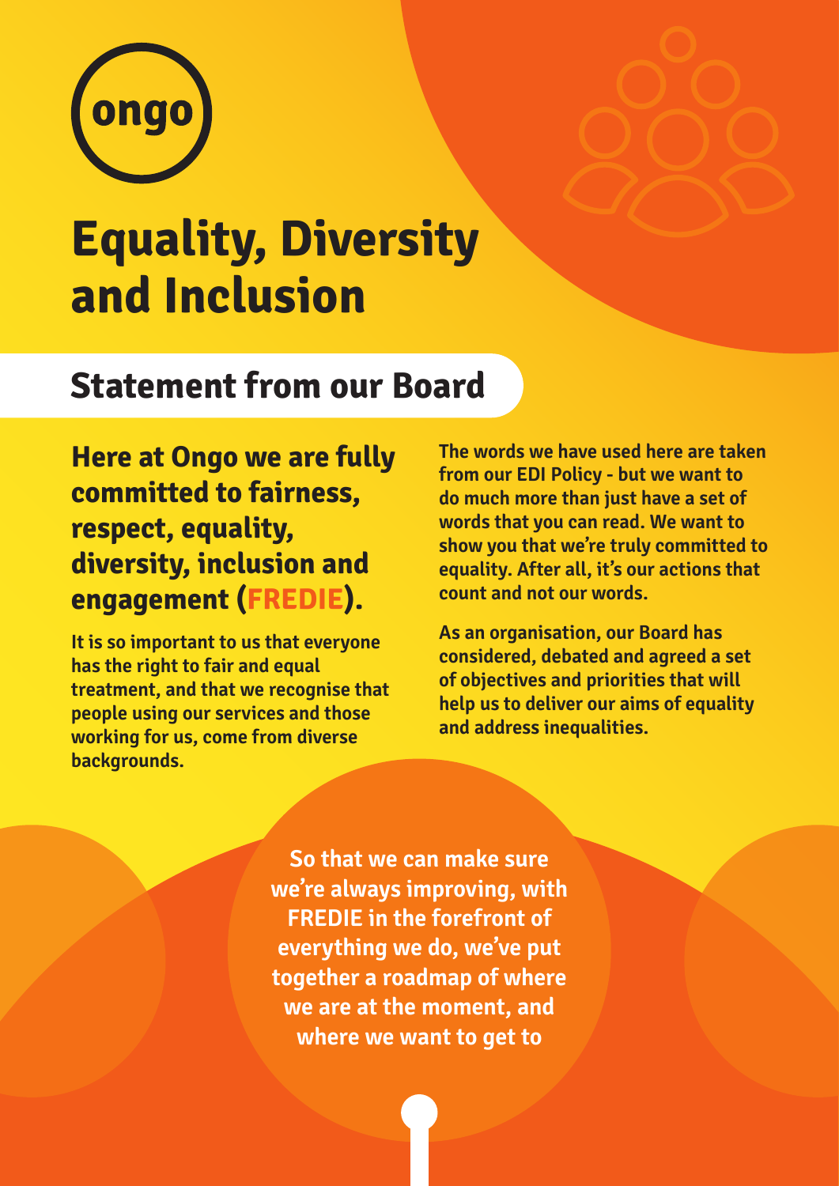ongo

# Equality, Diversity and Inclusion

## Statement from our Board

**Here at Ongo we are fully committed to fairness, respect, equality, diversity, inclusion and engagement (FREDIE).**

**It is so important to us that everyone has the right to fair and equal treatment, and that we recognise that people using our services and those working for us, come from diverse backgrounds.**

**The words we have used here are taken from our EDI Policy - but we want to do much more than just have a set of words that you can read. We want to show you that we're truly committed to equality. After all, it's our actions that count and not our words.**

**As an organisation, our Board has considered, debated and agreed a set of objectives and priorities that will help us to deliver our aims of equality and address inequalities.**

**So that we can make sure we're always improving, with FREDIE in the forefront of everything we do, we've put together a roadmap of where we are at the moment, and where we want to get to**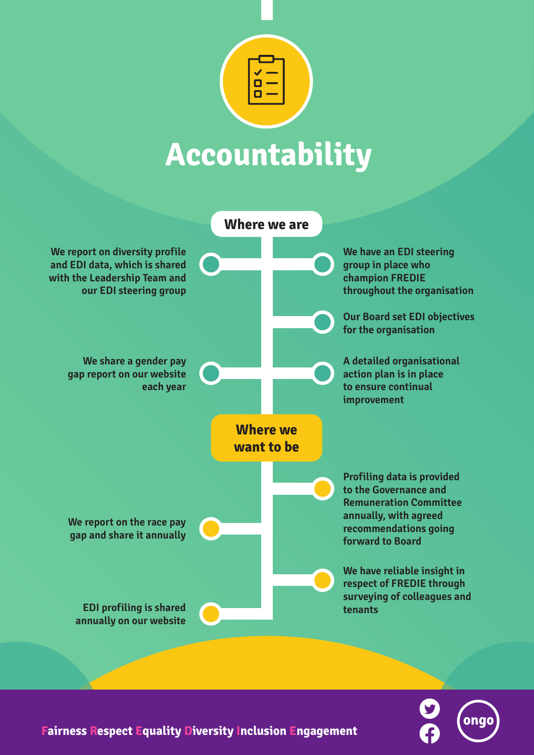# Accountability

## Where we are

- We report on diversity profile and EDI data, which is shared with the Leadership Team and our EDI steering group
- We have an EDI steering group in place who champion FREDIE throughout the organisation
- Our Board set EDI objectives for the organisation
- We share a gender pay gap report on our website each year
- A detailed organisational action plan is in place to ensure continual improvement

## Where we want to be

- Profiling data is provided to the Governance and Remuneration Committee annually, with agreed recommendations going forward to Board
- We report on the race pay gap and share it annually
- We have reliable insight in respect of FREDIE through surveying of colleagues and tenants
- EDI profiling is shared annually on our website

**Fairness Respect Equality Diversity Inclusion Engagement**

ongo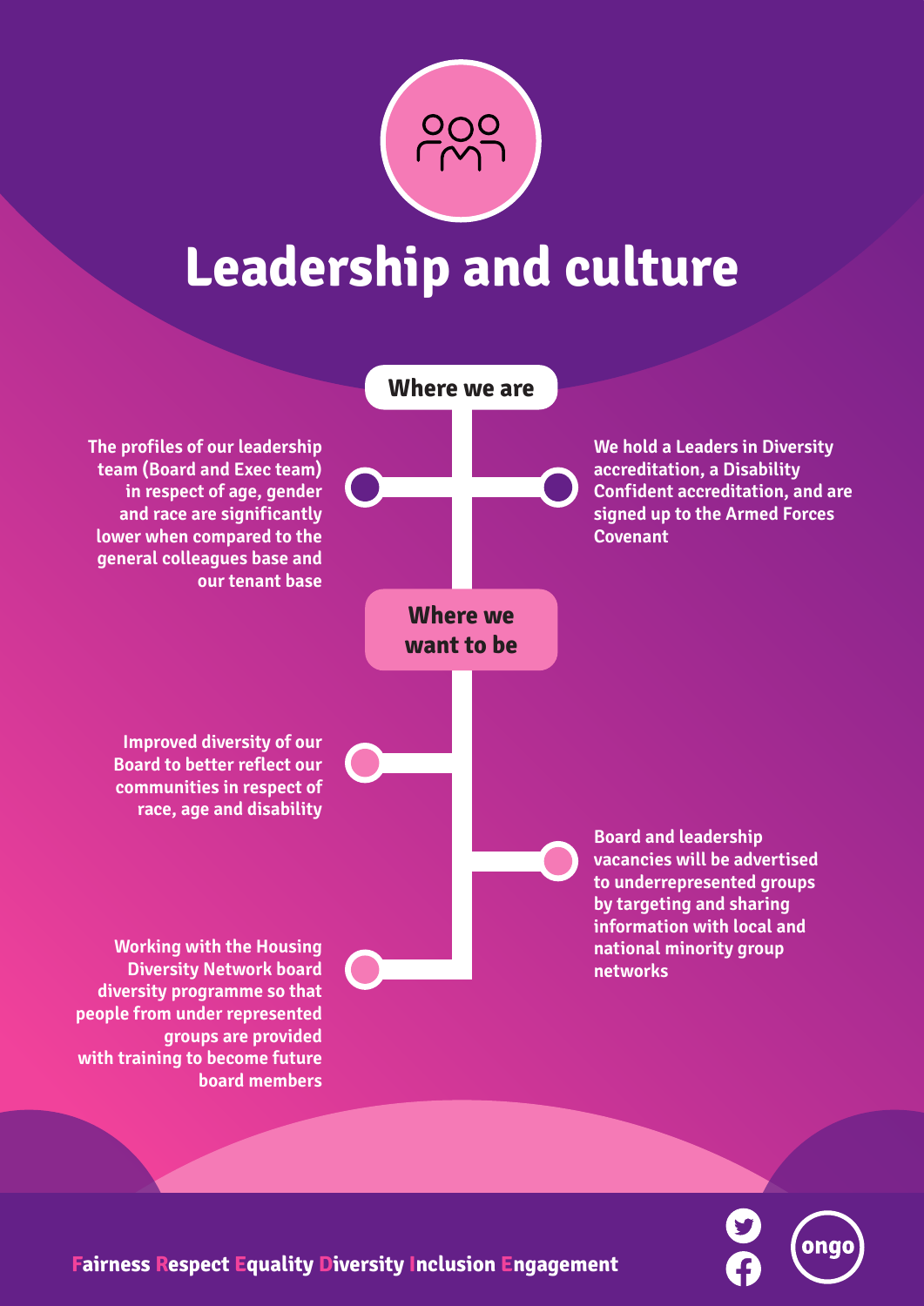# Leadership and culture

## Where we are

The profiles of our leadership team (Board and Exec team) in respect of age, gender and race are significantly lower when compared to the general colleagues base and our tenant base

We hold a Leaders in Diversity accreditation, a Disability Confident accreditation, and are signed up to the Armed Forces Covenant

## Where we want to be

Improved diversity of our Board to better reflect our communities in respect of race, age and disability

Board and leadership vacancies will be advertised to underrepresented groups by targeting and sharing information with local and national minority group networks

Working with the Housing Diversity Network board diversity programme so that people from under represented groups are provided with training to become future board members

**Fairness Respect Equality Diversity Inclusion Engagement**

ongo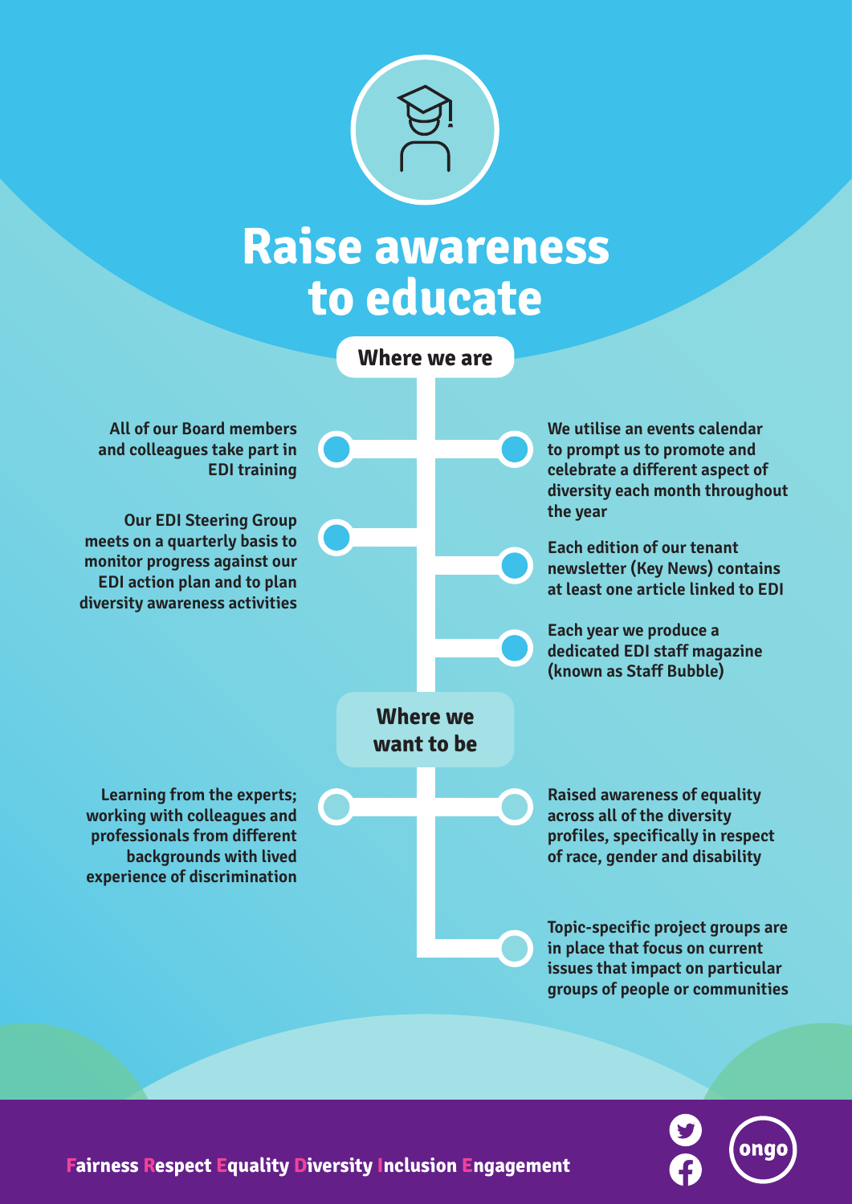# Raise awareness to educate

## Where we are

- All of our Board members and colleagues take part in EDI training
- Our EDI Steering Group meets on a quarterly basis to monitor progress against our EDI action plan and to plan diversity awareness activities
- We utilise an events calendar to prompt us to promote and celebrate a different aspect of diversity each month throughout the year
- Each edition of our tenant newsletter (Key News) contains at least one article linked to EDI
- Each year we produce a dedicated EDI staff magazine (known as Staff Bubble)

## Where we want to be

- Learning from the experts; working with colleagues and professionals from different backgrounds with lived experience of discrimination
- Raised awareness of equality across all of the diversity profiles, specifically in respect of race, gender and disability
- Topic-specific project groups are in place that focus on current issues that impact on particular groups of people or communities

**Fairness Respect Equality Diversity Inclusion Engagement**

ongo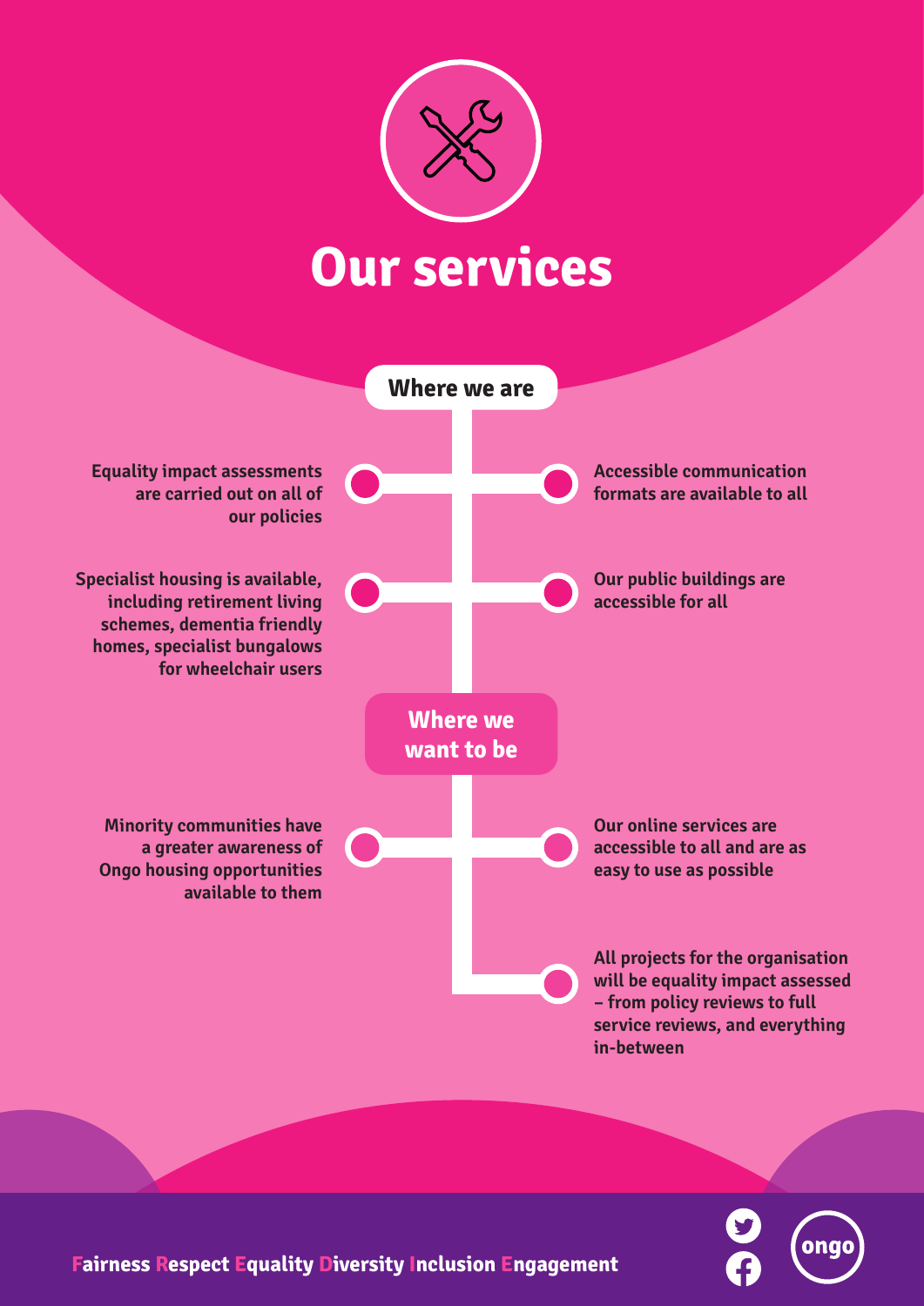# Our services

## Where we are

- Equality impact assessments are carried out on all of our policies
- Accessible communication formats are available to all
- Specialist housing is available, including retirement living schemes, dementia friendly homes, specialist bungalows for wheelchair users
- Our public buildings are accessible for all

## Where we want to be

- Minority communities have a greater awareness of Ongo housing opportunities available to them
- Our online services are accessible to all and are as easy to use as possible
- All projects for the organisation will be equality impact assessed – from policy reviews to full service reviews, and everything in-between

**Fairness Respect Equality Diversity Inclusion Engagement**

ongo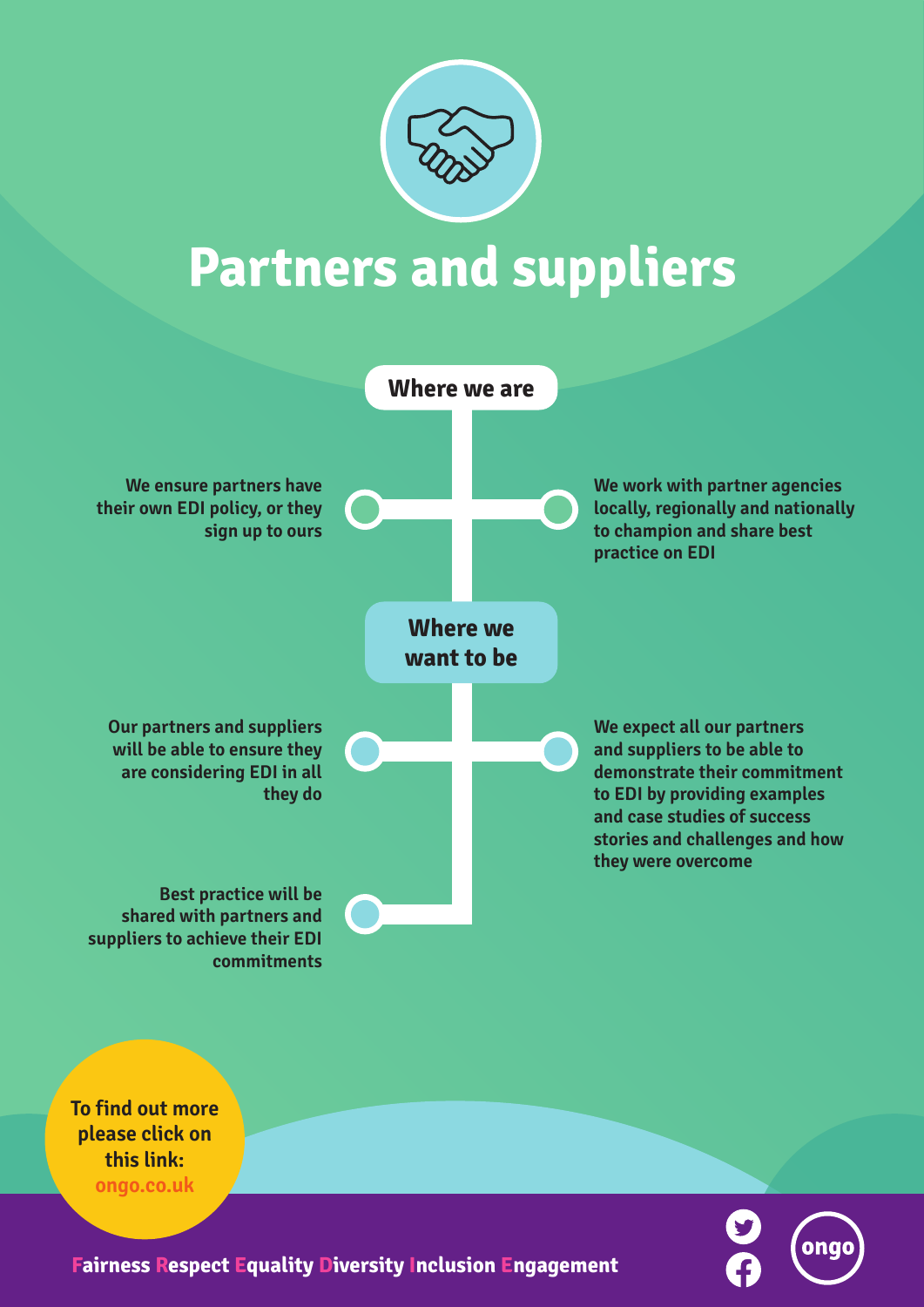# Partners and suppliers

## Where we are

We ensure partners have their own EDI policy, or they sign up to ours

We work with partner agencies locally, regionally and nationally to champion and share best practice on EDI

## Where we want to be

Our partners and suppliers will be able to ensure they are considering EDI in all they do

We expect all our partners and suppliers to be able to demonstrate their commitment to EDI by providing examples and case studies of success stories and challenges and how they were overcome

Best practice will be shared with partners and suppliers to achieve their EDI commitments

To find out more please click on this link: ongo.co.uk

Fairness Respect Equality Diversity Inclusion Engagement

ongo